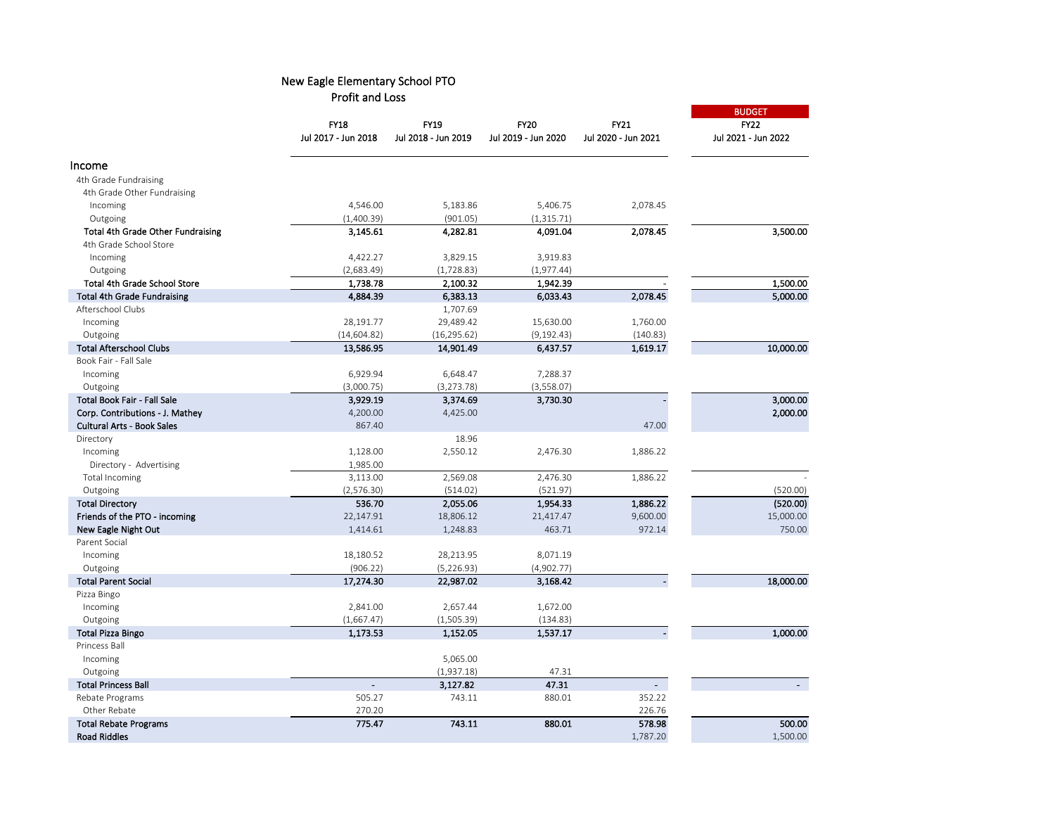# New Eagle Elementary School PTO
## Profit and Loss

| | FY18<br>Jul 2017 - Jun 2018 | FY19<br>Jul 2018 - Jun 2019 | FY20<br>Jul 2019 - Jun 2020 | FY21<br>Jul 2020 - Jun 2021 | BUDGET<br>FY22<br>Jul 2021 - Jun 2022 |
|---|---|---|---|---|---|
| **Income** | | | | | |
| 4th Grade Fundraising | | | | | |
| 4th Grade Other Fundraising | | | | | |
| Incoming | 4,546.00 | 5,183.86 | 5,406.75 | 2,078.45 | |
| Outgoing | (1,400.39) | (901.05) | (1,315.71) | | |
| **Total 4th Grade Other Fundraising** | **3,145.61** | **4,282.81** | **4,091.04** | **2,078.45** | **3,500.00** |
| 4th Grade School Store | | | | | |
| Incoming | 4,422.27 | 3,829.15 | 3,919.83 | | |
| Outgoing | (2,683.49) | (1,728.83) | (1,977.44) | | |
| **Total 4th Grade School Store** | **1,738.78** | **2,100.32** | **1,942.39** | - | **1,500.00** |
| **Total 4th Grade Fundraising** | **4,884.39** | **6,383.13** | **6,033.43** | **2,078.45** | **5,000.00** |
| Afterschool Clubs | | 1,707.69 | | | |
| Incoming | 28,191.77 | 29,489.42 | 15,630.00 | 1,760.00 | |
| Outgoing | (14,604.82) | (16,295.62) | (9,192.43) | (140.83) | |
| **Total Afterschool Clubs** | **13,586.95** | **14,901.49** | **6,437.57** | **1,619.17** | **10,000.00** |
| Book Fair - Fall Sale | | | | | |
| Incoming | 6,929.94 | 6,648.47 | 7,288.37 | | |
| Outgoing | (3,000.75) | (3,273.78) | (3,558.07) | | |
| **Total Book Fair - Fall Sale** | **3,929.19** | **3,374.69** | **3,730.30** | - | **3,000.00** |
| **Corp. Contributions - J. Mathey** | 4,200.00 | 4,425.00 | | | **2,000.00** |
| **Cultural Arts - Book Sales** | 867.40 | | | 47.00 | |
| Directory | | 18.96 | | | |
| Incoming | 1,128.00 | 2,550.12 | 2,476.30 | 1,886.22 | |
| Directory - Advertising | 1,985.00 | | | | |
| Total Incoming | 3,113.00 | 2,569.08 | 2,476.30 | 1,886.22 | - |
| Outgoing | (2,576.30) | (514.02) | (521.97) | | (520.00) |
| **Total Directory** | **536.70** | **2,055.06** | **1,954.33** | **1,886.22** | **(520.00)** |
| **Friends of the PTO - incoming** | 22,147.91 | 18,806.12 | 21,417.47 | 9,600.00 | 15,000.00 |
| **New Eagle Night Out** | 1,414.61 | 1,248.83 | 463.71 | 972.14 | 750.00 |
| Parent Social | | | | | |
| Incoming | 18,180.52 | 28,213.95 | 8,071.19 | | |
| Outgoing | (906.22) | (5,226.93) | (4,902.77) | | |
| **Total Parent Social** | **17,274.30** | **22,987.02** | **3,168.42** | - | **18,000.00** |
| Pizza Bingo | | | | | |
| Incoming | 2,841.00 | 2,657.44 | 1,672.00 | | |
| Outgoing | (1,667.47) | (1,505.39) | (134.83) | | |
| **Total Pizza Bingo** | **1,173.53** | **1,152.05** | **1,537.17** | - | **1,000.00** |
| Princess Ball | | | | | |
| Incoming | | 5,065.00 | | | |
| Outgoing | | (1,937.18) | 47.31 | | |
| **Total Princess Ball** | - | **3,127.82** | **47.31** | - | - |
| Rebate Programs | 505.27 | 743.11 | 880.01 | 352.22 | |
| Other Rebate | 270.20 | | | 226.76 | |
| **Total Rebate Programs** | **775.47** | **743.11** | **880.01** | **578.98** | **500.00** |
| **Road Riddles** | | | | 1,787.20 | 1,500.00 |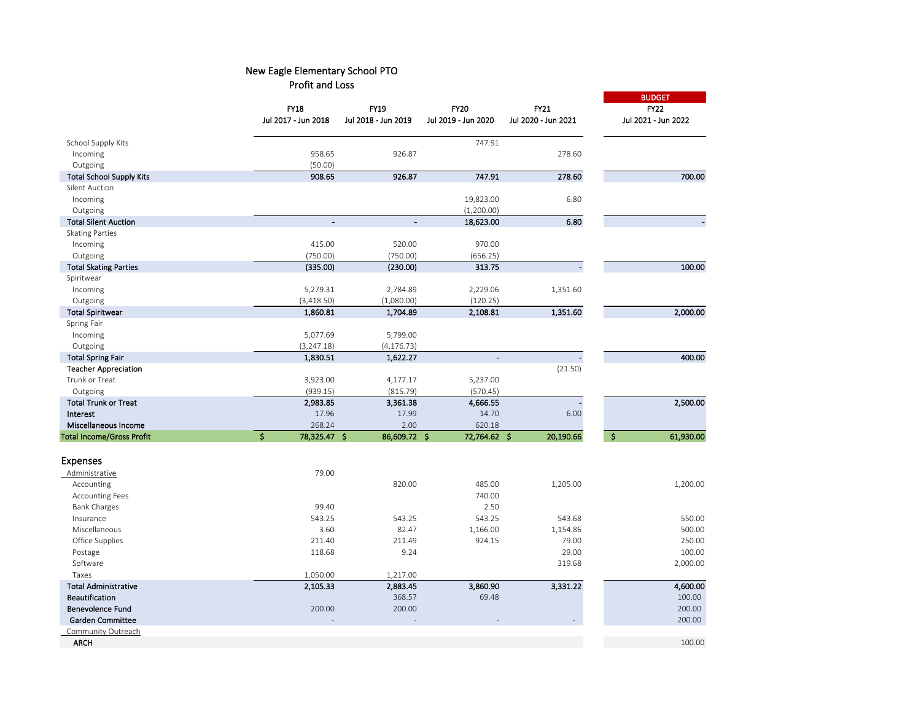## New Eagle Elementary School PTO
### Profit and Loss

| | FY18<br>Jul 2017 - Jun 2018 | FY19<br>Jul 2018 - Jun 2019 | FY20<br>Jul 2019 - Jun 2020 | FY21<br>Jul 2020 - Jun 2021 | BUDGET<br>FY22<br>Jul 2021 - Jun 2022 |
|---|---|---|---|---|---|
| School Supply Kits | | | 747.91 | | |
| Incoming | 958.65 | 926.87 | | 278.60 | |
| Outgoing | (50.00) | | | | |
| **Total School Supply Kits** | **908.65** | **926.87** | **747.91** | **278.60** | **700.00** |
| Silent Auction | | | | | |
| Incoming | | | 19,823.00 | 6.80 | |
| Outgoing | | | (1,200.00) | | |
| **Total Silent Auction** | **-** | **-** | **18,623.00** | **6.80** | **-** |
| Skating Parties | | | | | |
| Incoming | 415.00 | 520.00 | 970.00 | | |
| Outgoing | (750.00) | (750.00) | (656.25) | | |
| **Total Skating Parties** | **(335.00)** | **(230.00)** | **313.75** | **-** | **100.00** |
| Spiritwear | | | | | |
| Incoming | 5,279.31 | 2,784.89 | 2,229.06 | 1,351.60 | |
| Outgoing | (3,418.50) | (1,080.00) | (120.25) | | |
| **Total Spiritwear** | **1,860.81** | **1,704.89** | **2,108.81** | **1,351.60** | **2,000.00** |
| Spring Fair | | | | | |
| Incoming | 5,077.69 | 5,799.00 | | | |
| Outgoing | (3,247.18) | (4,176.73) | | | |
| **Total Spring Fair** | **1,830.51** | **1,622.27** | **-** | **-** | **400.00** |
| **Teacher Appreciation** | | | | (21.50) | |
| Trunk or Treat | 3,923.00 | 4,177.17 | 5,237.00 | | |
| Outgoing | (939.15) | (815.79) | (570.45) | | |
| **Total Trunk or Treat** | **2,983.85** | **3,361.38** | **4,666.55** | **-** | **2,500.00** |
| **Interest** | 17.96 | 17.99 | 14.70 | 6.00 | |
| **Miscellaneous Income** | 268.24 | 2.00 | 620.18 | | |
| **Total Income/Gross Profit** | **$ 78,325.47** | **$ 86,609.72** | **$ 72,764.62** | **$ 20,190.66** | **$ 61,930.00** |

## Expenses

| | FY18 | FY19 | FY20 | FY21 | FY22 Budget |
|---|---|---|---|---|---|
| Administrative | 79.00 | | | | |
| Accounting | | 820.00 | 485.00 | 1,205.00 | 1,200.00 |
| Accounting Fees | | | 740.00 | | |
| Bank Charges | 99.40 | | 2.50 | | |
| Insurance | 543.25 | 543.25 | 543.25 | 543.68 | 550.00 |
| Miscellaneous | 3.60 | 82.47 | 1,166.00 | 1,154.86 | 500.00 |
| Office Supplies | 211.40 | 211.49 | 924.15 | 79.00 | 250.00 |
| Postage | 118.68 | 9.24 | | 29.00 | 100.00 |
| Software | | | | 319.68 | 2,000.00 |
| Taxes | 1,050.00 | 1,217.00 | | | |
| **Total Administrative** | **2,105.33** | **2,883.45** | **3,860.90** | **3,331.22** | **4,600.00** |
| **Beautification** | | 368.57 | 69.48 | | 100.00 |
| **Benevolence Fund** | 200.00 | 200.00 | | | 200.00 |
| **Garden Committee** | - | - | - | - | 200.00 |
| Community Outreach | | | | | |
| **ARCH** | | | | | 100.00 |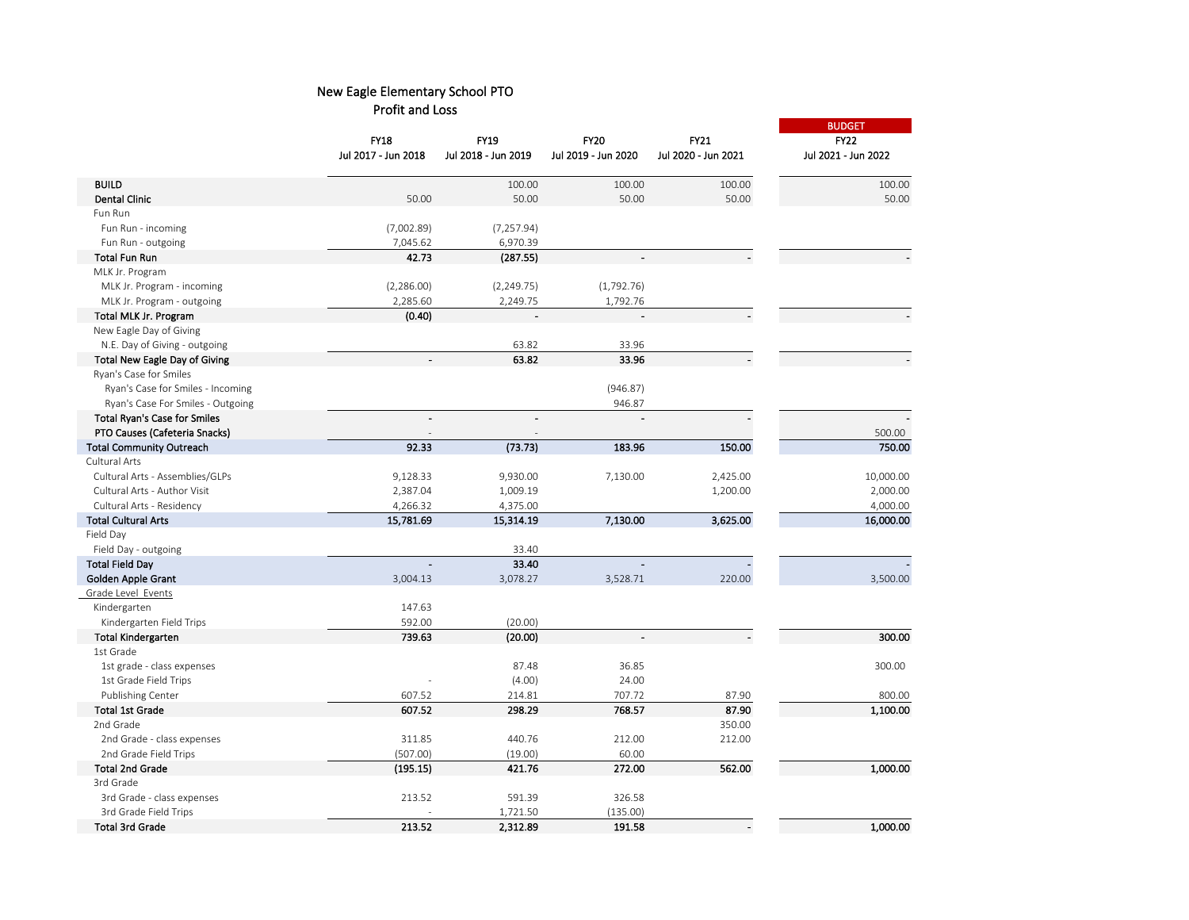# New Eagle Elementary School PTO
## Profit and Loss

| | FY18<br>Jul 2017 - Jun 2018 | FY19<br>Jul 2018 - Jun 2019 | FY20<br>Jul 2019 - Jun 2020 | FY21<br>Jul 2020 - Jun 2021 | BUDGET<br>FY22<br>Jul 2021 - Jun 2022 |
|---|---|---|---|---|---|
| **BUILD** | | 100.00 | 100.00 | 100.00 | 100.00 |
| **Dental Clinic** | 50.00 | 50.00 | 50.00 | 50.00 | 50.00 |
| Fun Run | | | | | |
| Fun Run - incoming | (7,002.89) | (7,257.94) | | | |
| Fun Run - outgoing | 7,045.62 | 6,970.39 | | | |
| **Total Fun Run** | **42.73** | **(287.55)** | - | - | - |
| MLK Jr. Program | | | | | |
| MLK Jr. Program - incoming | (2,286.00) | (2,249.75) | (1,792.76) | | |
| MLK Jr. Program - outgoing | 2,285.60 | 2,249.75 | 1,792.76 | | |
| **Total MLK Jr. Program** | **(0.40)** | - | - | - | - |
| New Eagle Day of Giving | | | | | |
| N.E. Day of Giving - outgoing | | 63.82 | 33.96 | | |
| **Total New Eagle Day of Giving** | - | **63.82** | **33.96** | - | - |
| Ryan's Case for Smiles | | | | | |
| Ryan's Case for Smiles - Incoming | | | (946.87) | | |
| Ryan's Case For Smiles - Outgoing | | | 946.87 | | |
| **Total Ryan's Case for Smiles** | - | - | - | - | - |
| **PTO Causes (Cafeteria Snacks)** | - | - | | | 500.00 |
| **Total Community Outreach** | **92.33** | **(73.73)** | **183.96** | **150.00** | **750.00** |
| Cultural Arts | | | | | |
| Cultural Arts - Assemblies/GLPs | 9,128.33 | 9,930.00 | 7,130.00 | 2,425.00 | 10,000.00 |
| Cultural Arts - Author Visit | 2,387.04 | 1,009.19 | | 1,200.00 | 2,000.00 |
| Cultural Arts - Residency | 4,266.32 | 4,375.00 | | | 4,000.00 |
| **Total Cultural Arts** | **15,781.69** | **15,314.19** | **7,130.00** | **3,625.00** | **16,000.00** |
| Field Day | | | | | |
| Field Day - outgoing | | 33.40 | | | |
| **Total Field Day** | - | **33.40** | - | - | - |
| **Golden Apple Grant** | 3,004.13 | 3,078.27 | 3,528.71 | 220.00 | 3,500.00 |
| Grade Level Events | | | | | |
| Kindergarten | 147.63 | | | | |
| Kindergarten Field Trips | 592.00 | (20.00) | | | |
| **Total Kindergarten** | **739.63** | **(20.00)** | - | - | **300.00** |
| 1st Grade | | | | | |
| 1st grade - class expenses | | 87.48 | 36.85 | | 300.00 |
| 1st Grade Field Trips | - | (4.00) | 24.00 | | |
| Publishing Center | 607.52 | 214.81 | 707.72 | 87.90 | 800.00 |
| **Total 1st Grade** | **607.52** | **298.29** | **768.57** | **87.90** | **1,100.00** |
| 2nd Grade | | | | 350.00 | |
| 2nd Grade - class expenses | 311.85 | 440.76 | 212.00 | 212.00 | |
| 2nd Grade Field Trips | (507.00) | (19.00) | 60.00 | | |
| **Total 2nd Grade** | **(195.15)** | **421.76** | **272.00** | **562.00** | **1,000.00** |
| 3rd Grade | | | | | |
| 3rd Grade - class expenses | 213.52 | 591.39 | 326.58 | | |
| 3rd Grade Field Trips | - | 1,721.50 | (135.00) | | |
| **Total 3rd Grade** | **213.52** | **2,312.89** | **191.58** | - | **1,000.00** |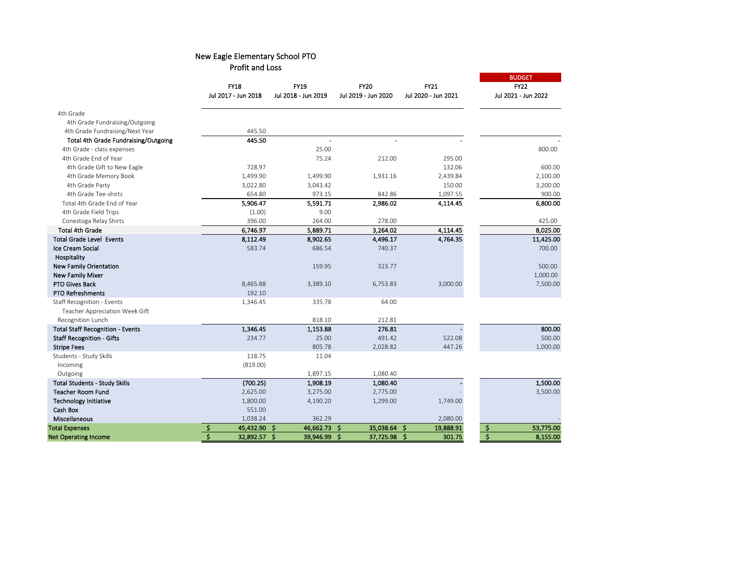# New Eagle Elementary School PTO
## Profit and Loss

| | FY18 Jul 2017 - Jun 2018 | FY19 Jul 2018 - Jun 2019 | FY20 Jul 2019 - Jun 2020 | FY21 Jul 2020 - Jun 2021 | BUDGET FY22 Jul 2021 - Jun 2022 |
|---|---|---|---|---|---|
| 4th Grade | | | | | |
| 4th Grade Fundraising/Outgoing | | | | | |
| 4th Grade Fundraising/Next Year | 445.50 | | | | |
| **Total 4th Grade Fundraising/Outgoing** | **445.50** | - | - | - | - |
| 4th Grade - class expenses | | 25.00 | | | 800.00 |
| 4th Grade End of Year | | 75.24 | 212.00 | 295.00 | |
| 4th Grade Gift to New Eagle | 728.97 | | | 132.06 | 600.00 |
| 4th Grade Memory Book | 1,499.90 | 1,499.90 | 1,931.16 | 2,439.84 | 2,100.00 |
| 4th Grade Party | 3,022.80 | 3,043.42 | | 150.00 | 3,200.00 |
| 4th Grade Tee-shirts | 654.80 | 973.15 | 842.86 | 1,097.55 | 900.00 |
| Total 4th Grade End of Year | **5,906.47** | **5,591.71** | **2,986.02** | **4,114.45** | **6,800.00** |
| 4th Grade Field Trips | (1.00) | 9.00 | | | |
| Conestoga Relay Shirts | 396.00 | 264.00 | 278.00 | | 425.00 |
| **Total 4th Grade** | **6,746.97** | **5,889.71** | **3,264.02** | **4,114.45** | **8,025.00** |
| **Total Grade Level Events** | **8,112.49** | **8,902.65** | **4,496.17** | **4,764.35** | **11,425.00** |
| **Ice Cream Social** | 583.74 | 686.54 | 740.37 | | 700.00 |
| **Hospitality** | | | | | |
| **New Family Orientation** | | 159.95 | 323.77 | | 500.00 |
| **New Family Mixer** | | | | | 1,000.00 |
| **PTO Gives Back** | 8,465.88 | 3,389.10 | 6,753.83 | 3,000.00 | 7,500.00 |
| **PTO Refreshments** | 192.10 | | | | |
| Staff Recognition - Events | 1,346.45 | 335.78 | 64.00 | | |
| Teacher Appreciation Week Gift | | | | | |
| Recognition Lunch | | 818.10 | 212.81 | | |
| **Total Staff Recognition - Events** | **1,346.45** | **1,153.88** | **276.81** | **-** | **800.00** |
| **Staff Recognition - Gifts** | 234.77 | 25.00 | 491.42 | 522.08 | 500.00 |
| **Stripe Fees** | | 805.78 | 2,028.82 | 447.26 | 1,000.00 |
| Students - Study Skills | 118.75 | 11.04 | | | |
| Incoming | (819.00) | | | | |
| Outgoing | | 1,897.15 | 1,080.40 | | |
| **Total Students - Study Skills** | **(700.25)** | **1,908.19** | **1,080.40** | **-** | **1,500.00** |
| **Teacher Room Fund** | 2,625.00 | 3,275.00 | 2,775.00 | - | 3,500.00 |
| **Technology Initiative** | 1,800.00 | 4,190.20 | 1,299.00 | 1,749.00 | |
| **Cash Box** | 551.00 | | | | |
| **Miscellaneous** | 1,038.24 | 362.29 | | 2,080.00 | - |
| **Total Expenses** | **$ 45,432.90** | **$ 46,662.73** | **$ 35,038.64** | **$ 19,888.91** | **$ 53,775.00** |
| **Net Operating Income** | **$ 32,892.57** | **$ 39,946.99** | **$ 37,725.98** | **$ 301.75** | **$ 8,155.00** |